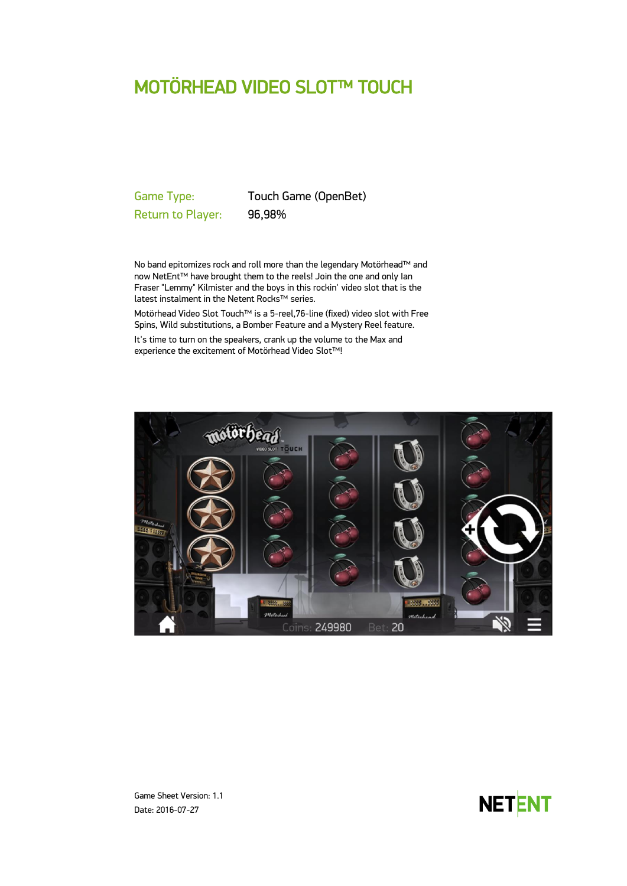# MOTÖRHEAD VIDEO SLOT™ TOUCH

| | |
|---|---|
| Game Type: | Touch Game (OpenBet) |
| Return to Player: | 96,98% |

No band epitomizes rock and roll more than the legendary Motörhead™ and now NetEnt™ have brought them to the reels! Join the one and only Ian Fraser "Lemmy" Kilmister and the boys in this rockin' video slot that is the latest instalment in the Netent Rocks™ series.

Motörhead Video Slot Touch™ is a 5-reel,76-line (fixed) video slot with Free Spins, Wild substitutions, a Bomber Feature and a Mystery Reel feature.

It's time to turn on the speakers, crank up the volume to the Max and experience the excitement of Motörhead Video Slot™!

Game Sheet Version: 1.1

Date: 2016-07-27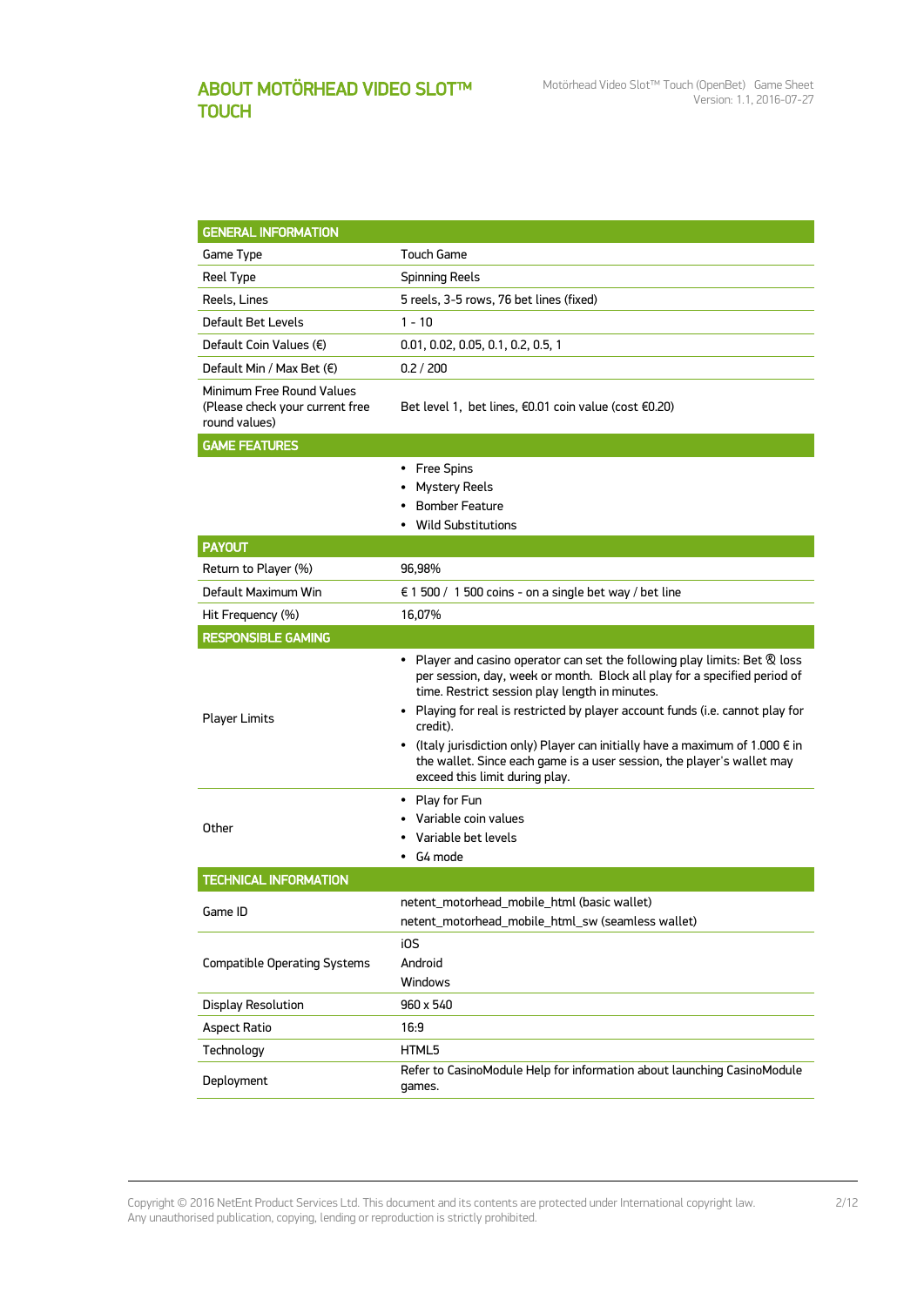## ABOUT MOTÖRHEAD VIDEO SLOT™ TOUCH

| GENERAL INFORMATION | |
|---|---|
| Game Type | Touch Game |
| Reel Type | Spinning Reels |
| Reels, Lines | 5 reels, 3-5 rows, 76 bet lines (fixed) |
| Default Bet Levels | 1 - 10 |
| Default Coin Values (€) | 0.01, 0.02, 0.05, 0.1, 0.2, 0.5, 1 |
| Default Min / Max Bet (€) | 0.2 / 200 |
| Minimum Free Round Values (Please check your current free round values) | Bet level 1, bet lines, €0.01 coin value (cost €0.20) |
| **GAME FEATURES** | |
| | • Free Spins<br>• Mystery Reels<br>• Bomber Feature<br>• Wild Substitutions |
| **PAYOUT** | |
| Return to Player (%) | 96,98% |
| Default Maximum Win | € 1 500 / 1 500 coins - on a single bet way / bet line |
| Hit Frequency (%) | 16,07% |
| **RESPONSIBLE GAMING** | |
| Player Limits | • Player and casino operator can set the following play limits: Bet & loss per session, day, week or month. Block all play for a specified period of time. Restrict session play length in minutes.<br>• Playing for real is restricted by player account funds (i.e. cannot play for credit).<br>• (Italy jurisdiction only) Player can initially have a maximum of 1.000 € in the wallet. Since each game is a user session, the player's wallet may exceed this limit during play. |
| Other | • Play for Fun<br>• Variable coin values<br>• Variable bet levels<br>• G4 mode |
| **TECHNICAL INFORMATION** | |
| Game ID | netent_motorhead_mobile_html (basic wallet)<br>netent_motorhead_mobile_html_sw (seamless wallet) |
| Compatible Operating Systems | iOS<br>Android<br>Windows |
| Display Resolution | 960 x 540 |
| Aspect Ratio | 16:9 |
| Technology | HTML5 |
| Deployment | Refer to CasinoModule Help for information about launching CasinoModule games. |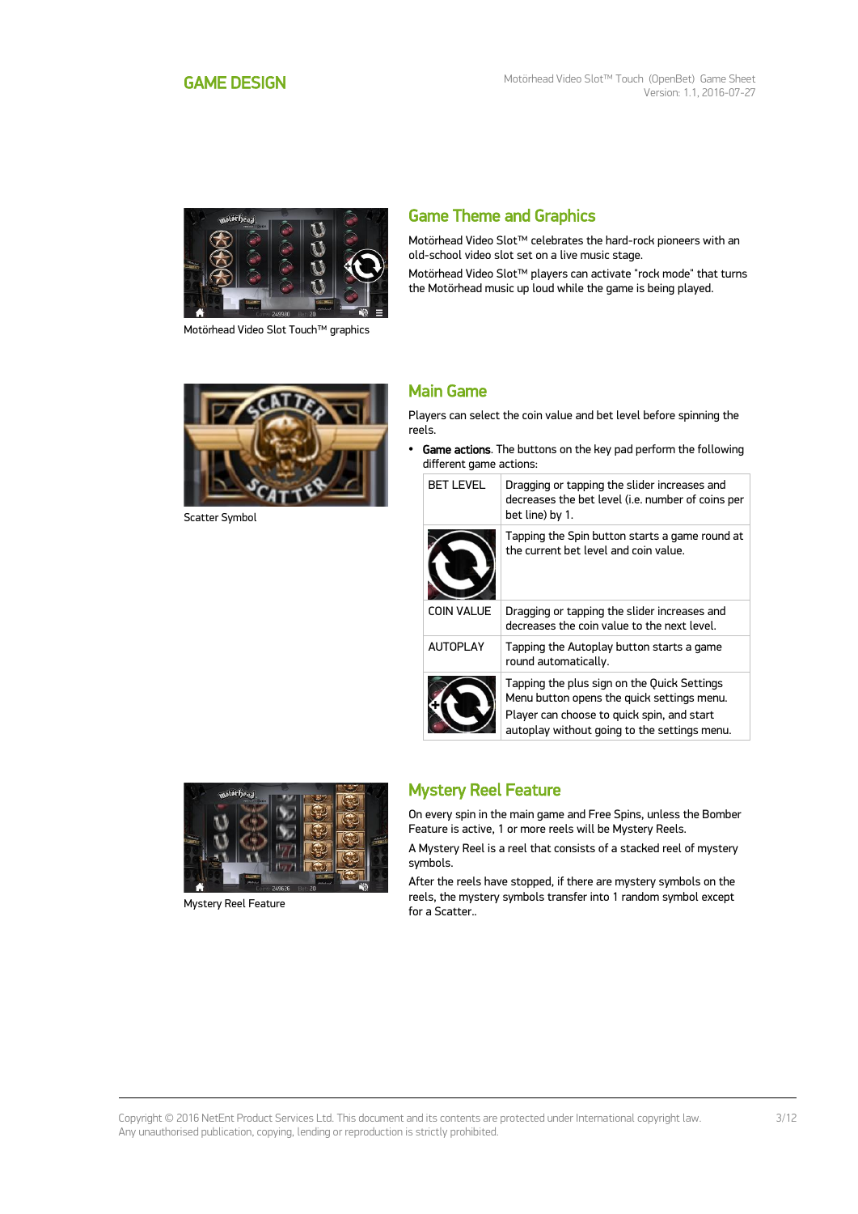# GAME DESIGN

Motörhead Video Slot Touch™ graphics

## Game Theme and Graphics

Motörhead Video Slot™ celebrates the hard-rock pioneers with an old-school video slot set on a live music stage.

Motörhead Video Slot™ players can activate "rock mode" that turns the Motörhead music up loud while the game is being played.

Scatter Symbol

## Main Game

Players can select the coin value and bet level before spinning the reels.

- **Game actions**. The buttons on the key pad perform the following different game actions:

| | |
|---|---|
| BET LEVEL | Dragging or tapping the slider increases and decreases the bet level (i.e. number of coins per bet line) by 1. |
| | Tapping the Spin button starts a game round at the current bet level and coin value. |
| COIN VALUE | Dragging or tapping the slider increases and decreases the coin value to the next level. |
| AUTOPLAY | Tapping the Autoplay button starts a game round automatically. |
| | Tapping the plus sign on the Quick Settings Menu button opens the quick settings menu. Player can choose to quick spin, and start autoplay without going to the settings menu. |

Mystery Reel Feature

## Mystery Reel Feature

On every spin in the main game and Free Spins, unless the Bomber Feature is active, 1 or more reels will be Mystery Reels.

A Mystery Reel is a reel that consists of a stacked reel of mystery symbols.

After the reels have stopped, if there are mystery symbols on the reels, the mystery symbols transfer into 1 random symbol except for a Scatter..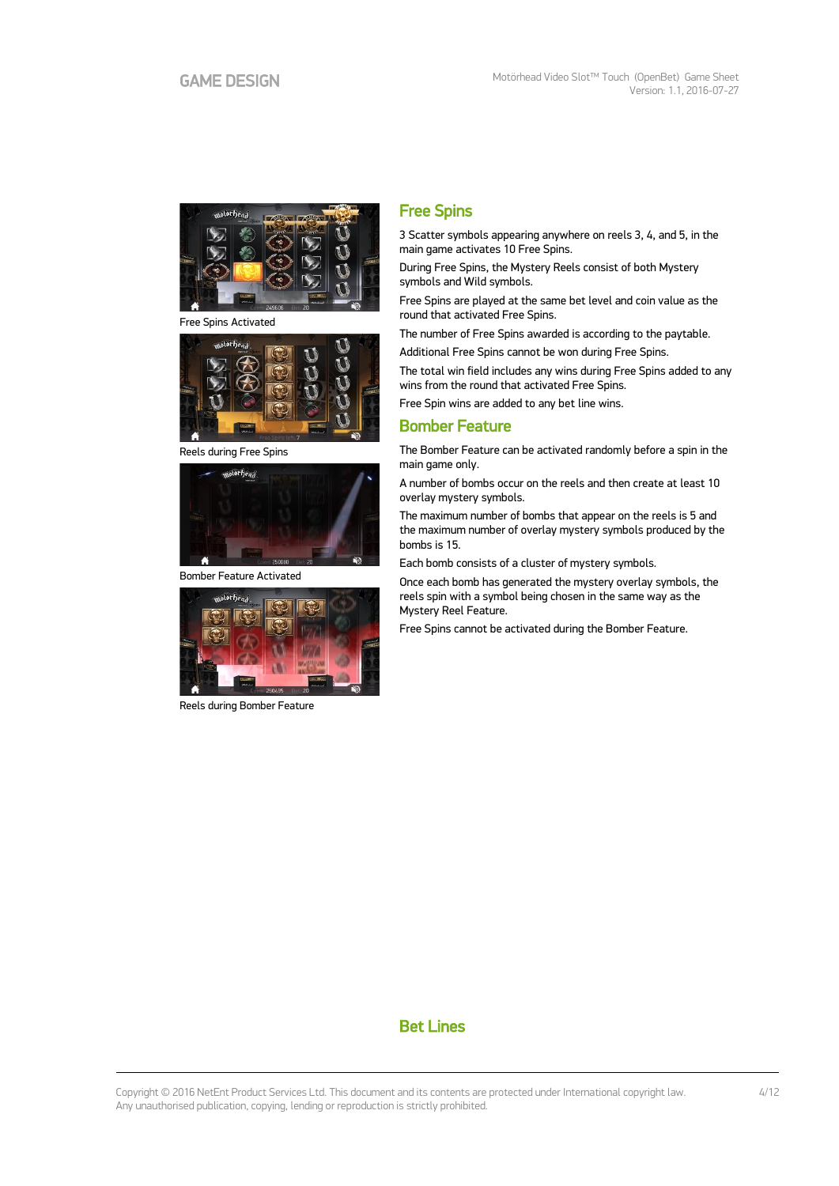Free Spins Activated

Reels during Free Spins

Bomber Feature Activated

Reels during Bomber Feature

## Free Spins

3 Scatter symbols appearing anywhere on reels 3, 4, and 5, in the main game activates 10 Free Spins.

During Free Spins, the Mystery Reels consist of both Mystery symbols and Wild symbols.

Free Spins are played at the same bet level and coin value as the round that activated Free Spins.

The number of Free Spins awarded is according to the paytable.

Additional Free Spins cannot be won during Free Spins.

The total win field includes any wins during Free Spins added to any wins from the round that activated Free Spins.

Free Spin wins are added to any bet line wins.

## Bomber Feature

The Bomber Feature can be activated randomly before a spin in the main game only.

A number of bombs occur on the reels and then create at least 10 overlay mystery symbols.

The maximum number of bombs that appear on the reels is 5 and the maximum number of overlay mystery symbols produced by the bombs is 15.

Each bomb consists of a cluster of mystery symbols.

Once each bomb has generated the mystery overlay symbols, the reels spin with a symbol being chosen in the same way as the Mystery Reel Feature.

Free Spins cannot be activated during the Bomber Feature.

## Bet Lines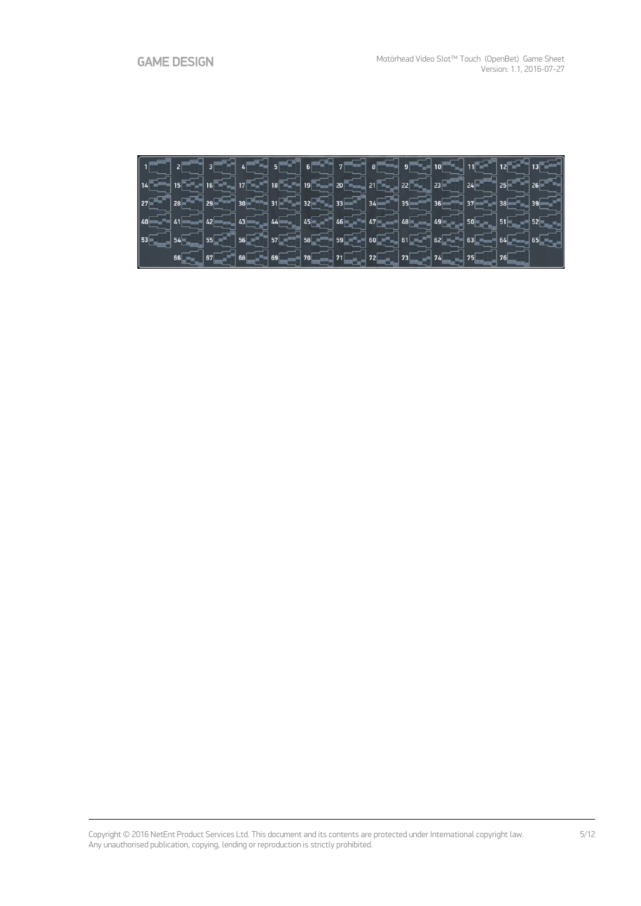| 1 | 2 | 3 | 4 | 5 | 6 | 7 | 8 | 9 | 10 | 11 | 12 | 13 |
| --- | --- | --- | --- | --- | --- | --- | --- | --- | --- | --- | --- | --- |
| 14 | 15 | 16 | 17 | 18 | 19 | 20 | 21 | 22 | 23 | 24 | 25 | 26 |
| 27 | 28 | 29 | 30 | 31 | 32 | 33 | 34 | 35 | 36 | 37 | 38 | 39 |
| 40 | 41 | 42 | 43 | 44 | 45 | 46 | 47 | 48 | 49 | 50 | 51 | 52 |
| 53 | 54 | 55 | 56 | 57 | 58 | 59 | 60 | 61 | 62 | 63 | 64 | 65 |
| | 66 | 67 | 68 | 69 | 70 | 71 | 72 | 73 | 74 | 75 | 76 | |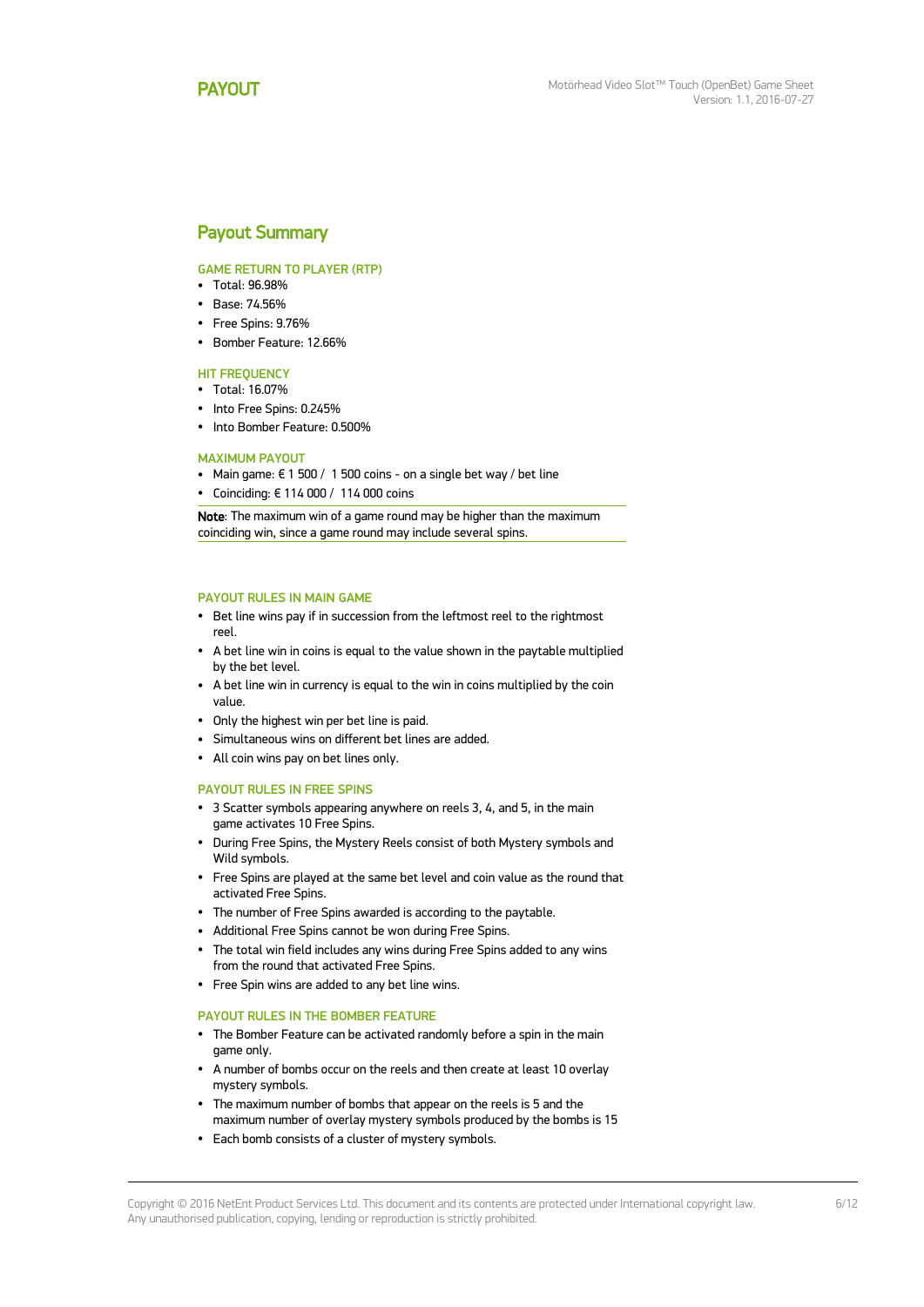# PAYOUT

## Payout Summary

### GAME RETURN TO PLAYER (RTP)

- Total: 96.98%
- Base: 74.56%
- Free Spins: 9.76%
- Bomber Feature: 12.66%

### HIT FREQUENCY

- Total: 16.07%
- Into Free Spins: 0.245%
- Into Bomber Feature: 0.500%

### MAXIMUM PAYOUT

- Main game: € 1 500 /  1 500 coins - on a single bet way / bet line
- Coinciding: € 114 000 /  114 000 coins

**Note**: The maximum win of a game round may be higher than the maximum coinciding win, since a game round may include several spins.

### PAYOUT RULES IN MAIN GAME

- Bet line wins pay if in succession from the leftmost reel to the rightmost reel.
- A bet line win in coins is equal to the value shown in the paytable multiplied by the bet level.
- A bet line win in currency is equal to the win in coins multiplied by the coin value.
- Only the highest win per bet line is paid.
- Simultaneous wins on different bet lines are added.
- All coin wins pay on bet lines only.

### PAYOUT RULES IN FREE SPINS

- 3 Scatter symbols appearing anywhere on reels 3, 4, and 5, in the main game activates 10 Free Spins.
- During Free Spins, the Mystery Reels consist of both Mystery symbols and Wild symbols.
- Free Spins are played at the same bet level and coin value as the round that activated Free Spins.
- The number of Free Spins awarded is according to the paytable.
- Additional Free Spins cannot be won during Free Spins.
- The total win field includes any wins during Free Spins added to any wins from the round that activated Free Spins.
- Free Spin wins are added to any bet line wins.

### PAYOUT RULES IN THE BOMBER FEATURE

- The Bomber Feature can be activated randomly before a spin in the main game only.
- A number of bombs occur on the reels and then create at least 10 overlay mystery symbols.
- The maximum number of bombs that appear on the reels is 5 and the maximum number of overlay mystery symbols produced by the bombs is 15
- Each bomb consists of a cluster of mystery symbols.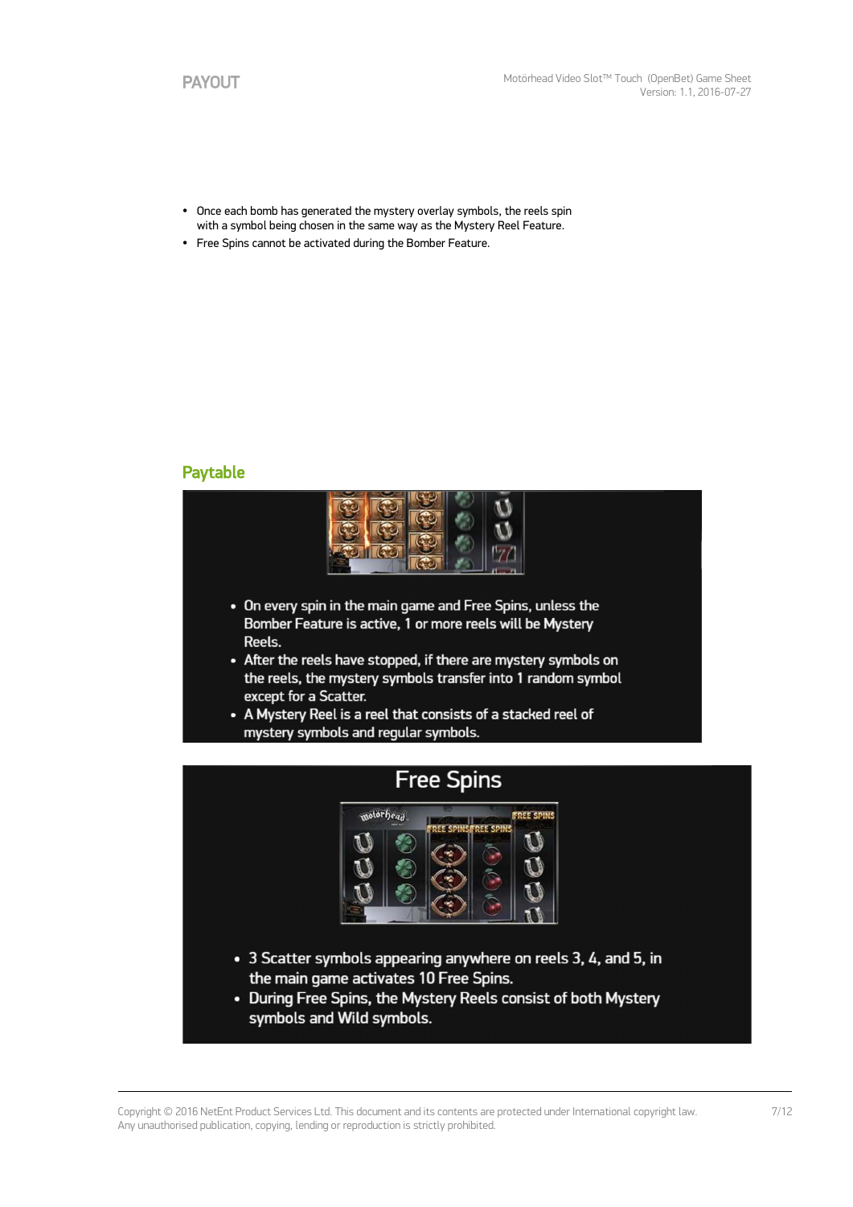- Once each bomb has generated the mystery overlay symbols, the reels spin with a symbol being chosen in the same way as the Mystery Reel Feature.
- Free Spins cannot be activated during the Bomber Feature.

## Paytable

- On every spin in the main game and Free Spins, unless the Bomber Feature is active, 1 or more reels will be Mystery Reels.
- After the reels have stopped, if there are mystery symbols on the reels, the mystery symbols transfer into 1 random symbol except for a Scatter.
- A Mystery Reel is a reel that consists of a stacked reel of mystery symbols and regular symbols.

### Free Spins

- 3 Scatter symbols appearing anywhere on reels 3, 4, and 5, in the main game activates 10 Free Spins.
- During Free Spins, the Mystery Reels consist of both Mystery symbols and Wild symbols.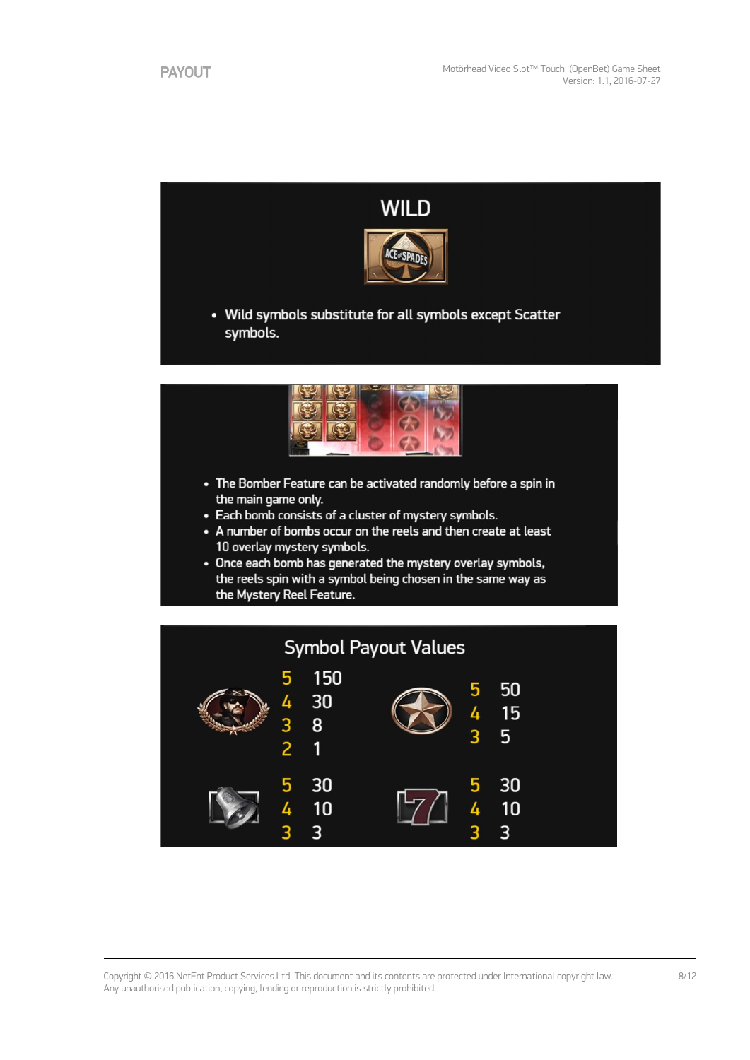# PAYOUT

## WILD

- Wild symbols substitute for all symbols except Scatter symbols.

- The Bomber Feature can be activated randomly before a spin in the main game only.
- Each bomb consists of a cluster of mystery symbols.
- A number of bombs occur on the reels and then create at least 10 overlay mystery symbols.
- Once each bomb has generated the mystery overlay symbols, the reels spin with a symbol being chosen in the same way as the Mystery Reel Feature.

## Symbol Payout Values

| Symbol | Count | Payout |
|---|---|---|
| Lemmy | 5 | 150 |
| | 4 | 30 |
| | 3 | 8 |
| | 2 | 1 |
| Star | 5 | 50 |
| | 4 | 15 |
| | 3 | 5 |
| Bell | 5 | 30 |
| | 4 | 10 |
| | 3 | 3 |
| 7 | 5 | 30 |
| | 4 | 10 |
| | 3 | 3 |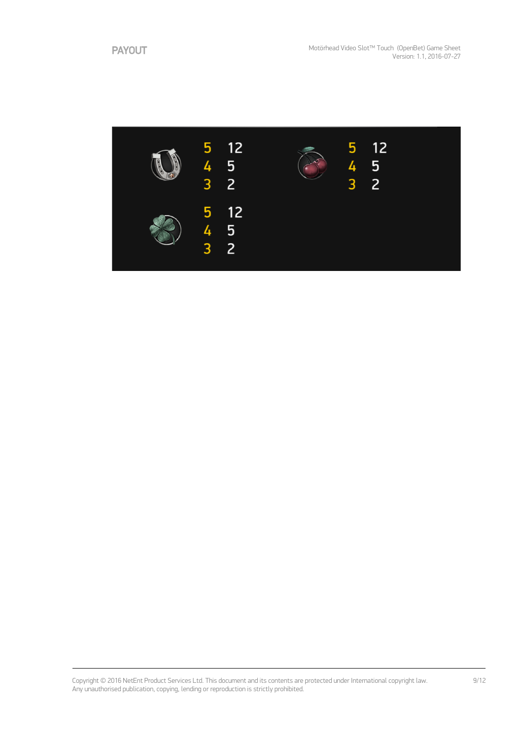# PAYOUT

| Symbol | Count | Payout |
|---|---|---|
| Horseshoe | 5 | 12 |
| | 4 | 5 |
| | 3 | 2 |
| Cherries | 5 | 12 |
| | 4 | 5 |
| | 3 | 2 |
| Clover | 5 | 12 |
| | 4 | 5 |
| | 3 | 2 |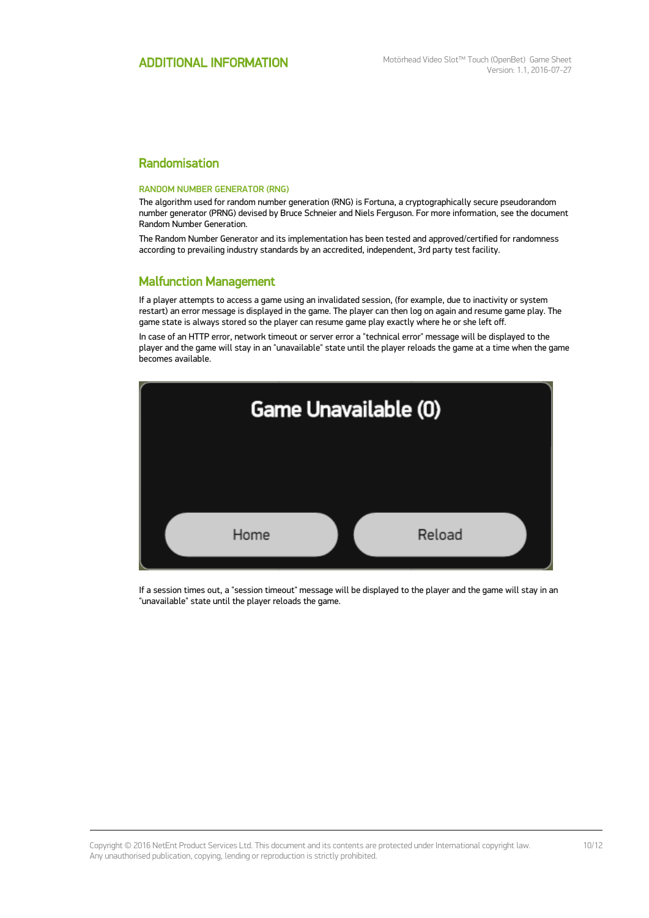# ADDITIONAL INFORMATION

## Randomisation

### RANDOM NUMBER GENERATOR (RNG)

The algorithm used for random number generation (RNG) is Fortuna, a cryptographically secure pseudorandom number generator (PRNG) devised by Bruce Schneier and Niels Ferguson. For more information, see the document Random Number Generation.

The Random Number Generator and its implementation has been tested and approved/certified for randomness according to prevailing industry standards by an accredited, independent, 3rd party test facility.

## Malfunction Management

If a player attempts to access a game using an invalidated session, (for example, due to inactivity or system restart) an error message is displayed in the game. The player can then log on again and resume game play. The game state is always stored so the player can resume game play exactly where he or she left off.

In case of an HTTP error, network timeout or server error a "technical error" message will be displayed to the player and the game will stay in an "unavailable" state until the player reloads the game at a time when the game becomes available.

Game Unavailable (0)

Home | Reload

If a session times out, a "session timeout" message will be displayed to the player and the game will stay in an "unavailable" state until the player reloads the game.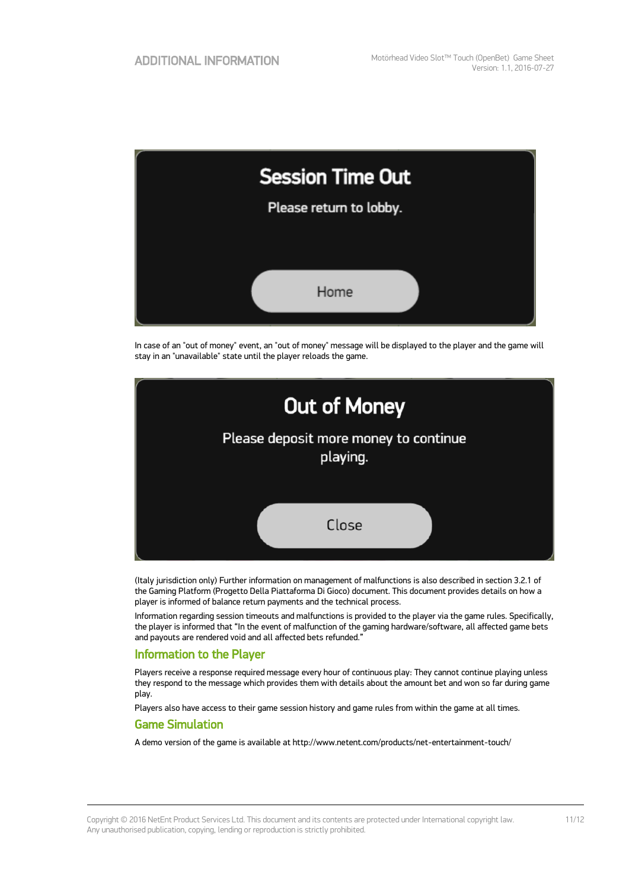Session Time Out

Please return to lobby.

Home

In case of an "out of money" event, an "out of money" message will be displayed to the player and the game will stay in an "unavailable" state until the player reloads the game.

Out of Money

Please deposit more money to continue playing.

Close

(Italy jurisdiction only) Further information on management of malfunctions is also described in section 3.2.1 of the Gaming Platform (Progetto Della Piattaforma Di Gioco) document. This document provides details on how a player is informed of balance return payments and the technical process.

Information regarding session timeouts and malfunctions is provided to the player via the game rules. Specifically, the player is informed that "In the event of malfunction of the gaming hardware/software, all affected game bets and payouts are rendered void and all affected bets refunded."

## Information to the Player

Players receive a response required message every hour of continuous play: They cannot continue playing unless they respond to the message which provides them with details about the amount bet and won so far during game play.

Players also have access to their game session history and game rules from within the game at all times.

## Game Simulation

A demo version of the game is available at http://www.netent.com/products/net-entertainment-touch/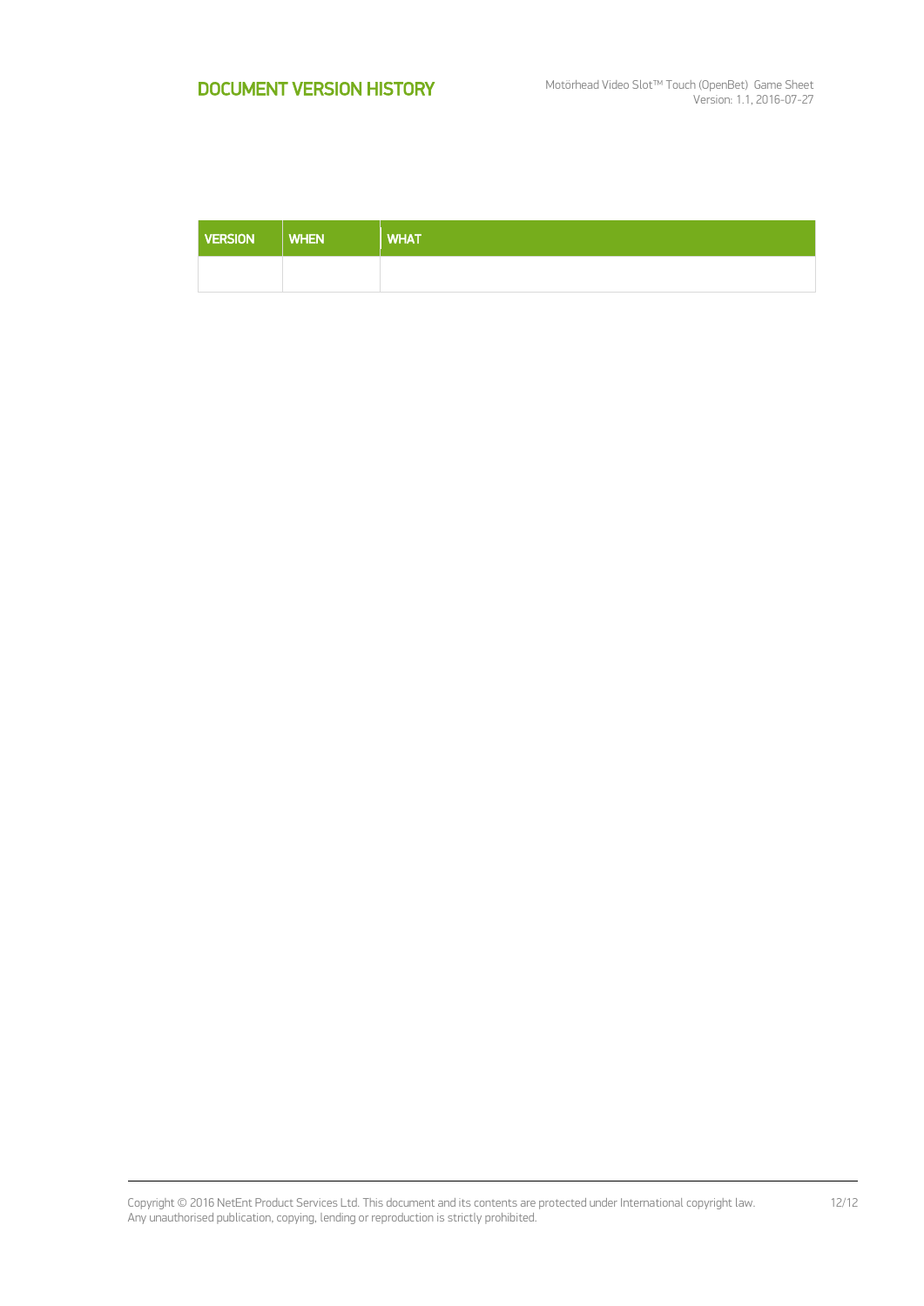# DOCUMENT VERSION HISTORY

| VERSION | WHEN | WHAT |
|---|---|---|
| | | |